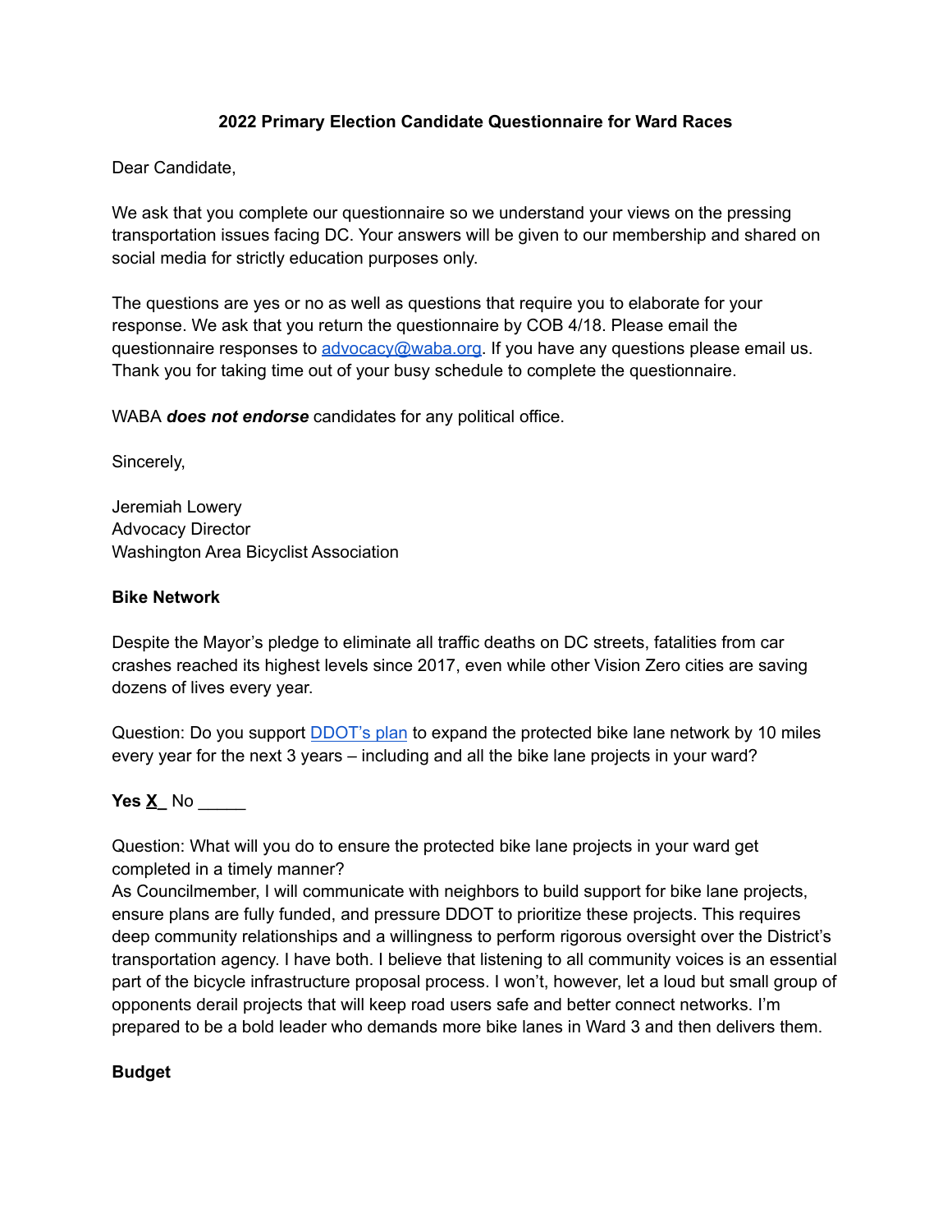**2022 Primary Election Candidate Questionnaire for Ward Races**

Dear Candidate,

We ask that you complete our questionnaire so we understand your views on the pressing transportation issues facing DC. Your answers will be given to our membership and shared on social media for strictly education purposes only.

The questions are yes or no as well as questions that require you to elaborate for your response. We ask that you return the questionnaire by COB 4/18. Please email the questionnaire responses to [advocacy@waba.org](mailto:advocacy@waba.org). If you have any questions please email us. Thank you for taking time out of your busy schedule to complete the questionnaire.

WABA ***does not endorse*** candidates for any political office.

Sincerely,

Jeremiah Lowery
Advocacy Director
Washington Area Bicyclist Association

**Bike Network**

Despite the Mayor's pledge to eliminate all traffic deaths on DC streets, fatalities from car crashes reached its highest levels since 2017, even while other Vision Zero cities are saving dozens of lives every year.

Question: Do you support [DDOT's plan](#) to expand the protected bike lane network by 10 miles every year for the next 3 years – including and all the bike lane projects in your ward?

**Yes X_** No _____

Question: What will you do to ensure the protected bike lane projects in your ward get completed in a timely manner?
As Councilmember, I will communicate with neighbors to build support for bike lane projects, ensure plans are fully funded, and pressure DDOT to prioritize these projects. This requires deep community relationships and a willingness to perform rigorous oversight over the District's transportation agency. I have both. I believe that listening to all community voices is an essential part of the bicycle infrastructure proposal process. I won't, however, let a loud but small group of opponents derail projects that will keep road users safe and better connect networks. I'm prepared to be a bold leader who demands more bike lanes in Ward 3 and then delivers them.

**Budget**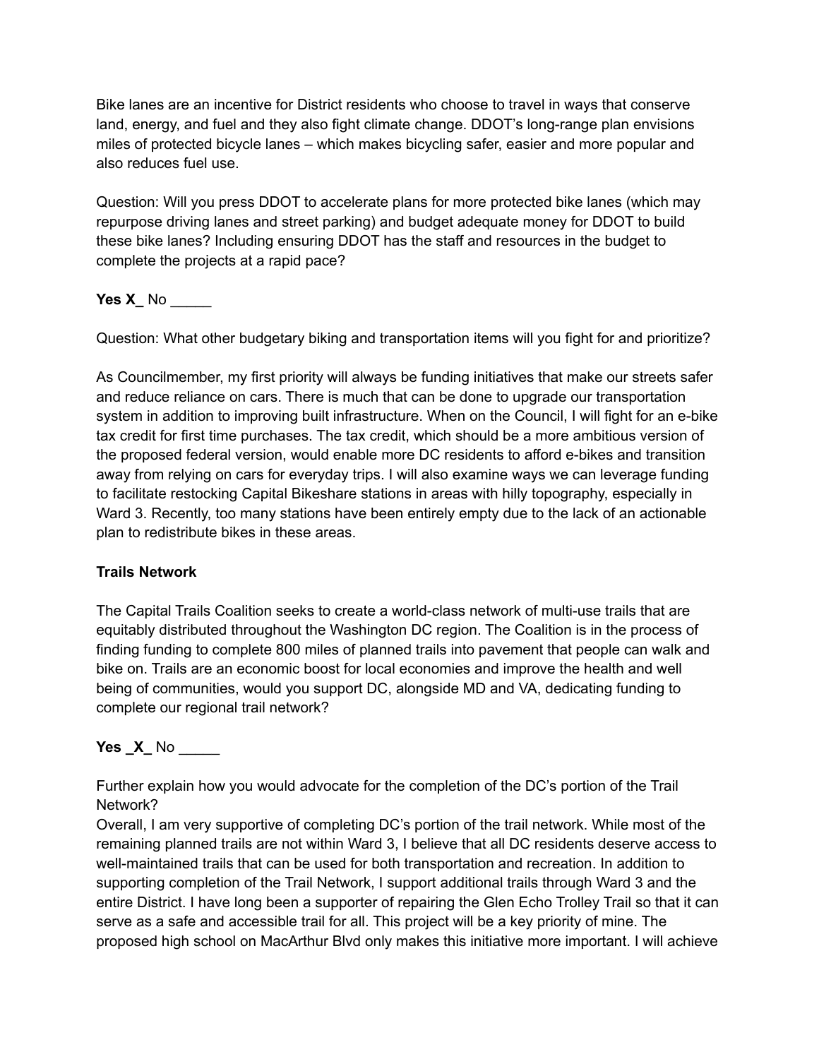Bike lanes are an incentive for District residents who choose to travel in ways that conserve land, energy, and fuel and they also fight climate change. DDOT's long-range plan envisions miles of protected bicycle lanes – which makes bicycling safer, easier and more popular and also reduces fuel use.

Question: Will you press DDOT to accelerate plans for more protected bike lanes (which may repurpose driving lanes and street parking) and budget adequate money for DDOT to build these bike lanes? Including ensuring DDOT has the staff and resources in the budget to complete the projects at a rapid pace?

**Yes X_** No _____

Question: What other budgetary biking and transportation items will you fight for and prioritize?

As Councilmember, my first priority will always be funding initiatives that make our streets safer and reduce reliance on cars. There is much that can be done to upgrade our transportation system in addition to improving built infrastructure. When on the Council, I will fight for an e-bike tax credit for first time purchases. The tax credit, which should be a more ambitious version of the proposed federal version, would enable more DC residents to afford e-bikes and transition away from relying on cars for everyday trips. I will also examine ways we can leverage funding to facilitate restocking Capital Bikeshare stations in areas with hilly topography, especially in Ward 3. Recently, too many stations have been entirely empty due to the lack of an actionable plan to redistribute bikes in these areas.

**Trails Network**

The Capital Trails Coalition seeks to create a world-class network of multi-use trails that are equitably distributed throughout the Washington DC region. The Coalition is in the process of finding funding to complete 800 miles of planned trails into pavement that people can walk and bike on. Trails are an economic boost for local economies and improve the health and well being of communities, would you support DC, alongside MD and VA, dedicating funding to complete our regional trail network?

**Yes _X_** No _____

Further explain how you would advocate for the completion of the DC's portion of the Trail Network?

Overall, I am very supportive of completing DC's portion of the trail network. While most of the remaining planned trails are not within Ward 3, I believe that all DC residents deserve access to well-maintained trails that can be used for both transportation and recreation. In addition to supporting completion of the Trail Network, I support additional trails through Ward 3 and the entire District. I have long been a supporter of repairing the Glen Echo Trolley Trail so that it can serve as a safe and accessible trail for all. This project will be a key priority of mine. The proposed high school on MacArthur Blvd only makes this initiative more important. I will achieve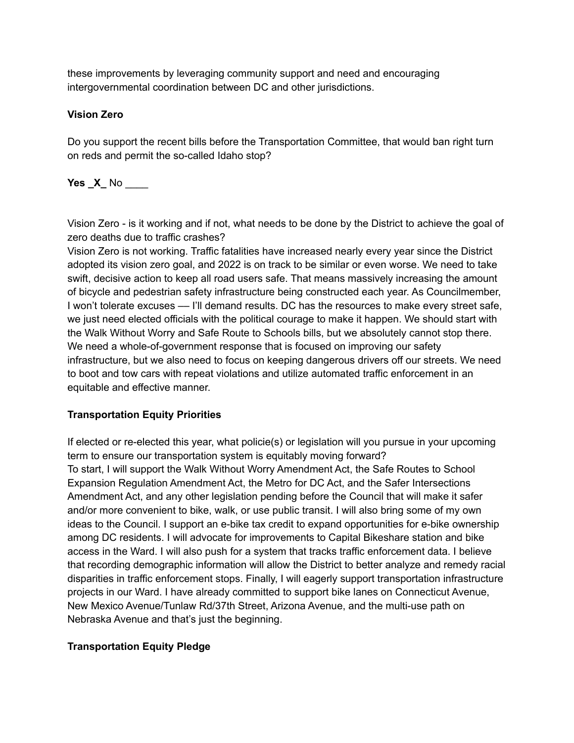these improvements by leveraging community support and need and encouraging intergovernmental coordination between DC and other jurisdictions.

**Vision Zero**

Do you support the recent bills before the Transportation Committee, that would ban right turn on reds and permit the so-called Idaho stop?

**Yes _X_** No ____

Vision Zero - is it working and if not, what needs to be done by the District to achieve the goal of zero deaths due to traffic crashes?

Vision Zero is not working. Traffic fatalities have increased nearly every year since the District adopted its vision zero goal, and 2022 is on track to be similar or even worse. We need to take swift, decisive action to keep all road users safe. That means massively increasing the amount of bicycle and pedestrian safety infrastructure being constructed each year. As Councilmember, I won't tolerate excuses — I'll demand results. DC has the resources to make every street safe, we just need elected officials with the political courage to make it happen. We should start with the Walk Without Worry and Safe Route to Schools bills, but we absolutely cannot stop there. We need a whole-of-government response that is focused on improving our safety infrastructure, but we also need to focus on keeping dangerous drivers off our streets. We need to boot and tow cars with repeat violations and utilize automated traffic enforcement in an equitable and effective manner.

**Transportation Equity Priorities**

If elected or re-elected this year, what policie(s) or legislation will you pursue in your upcoming term to ensure our transportation system is equitably moving forward?

To start, I will support the Walk Without Worry Amendment Act, the Safe Routes to School Expansion Regulation Amendment Act, the Metro for DC Act, and the Safer Intersections Amendment Act, and any other legislation pending before the Council that will make it safer and/or more convenient to bike, walk, or use public transit. I will also bring some of my own ideas to the Council. I support an e-bike tax credit to expand opportunities for e-bike ownership among DC residents. I will advocate for improvements to Capital Bikeshare station and bike access in the Ward. I will also push for a system that tracks traffic enforcement data. I believe that recording demographic information will allow the District to better analyze and remedy racial disparities in traffic enforcement stops. Finally, I will eagerly support transportation infrastructure projects in our Ward. I have already committed to support bike lanes on Connecticut Avenue, New Mexico Avenue/Tunlaw Rd/37th Street, Arizona Avenue, and the multi-use path on Nebraska Avenue and that's just the beginning.

**Transportation Equity Pledge**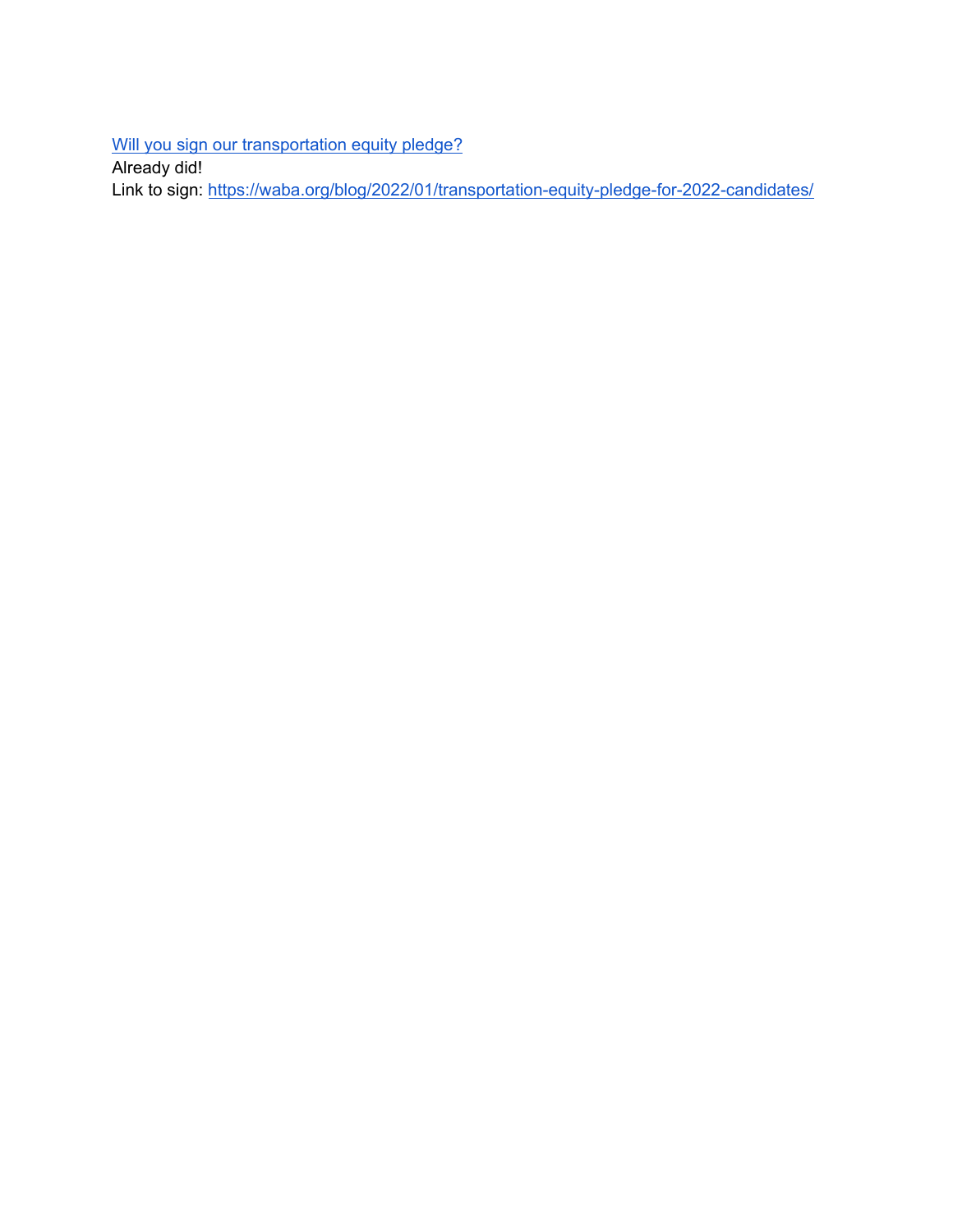[Will you sign our transportation equity pledge?](https://waba.org/blog/2022/01/transportation-equity-pledge-for-2022-candidates/)
Already did!
Link to sign: https://waba.org/blog/2022/01/transportation-equity-pledge-for-2022-candidates/